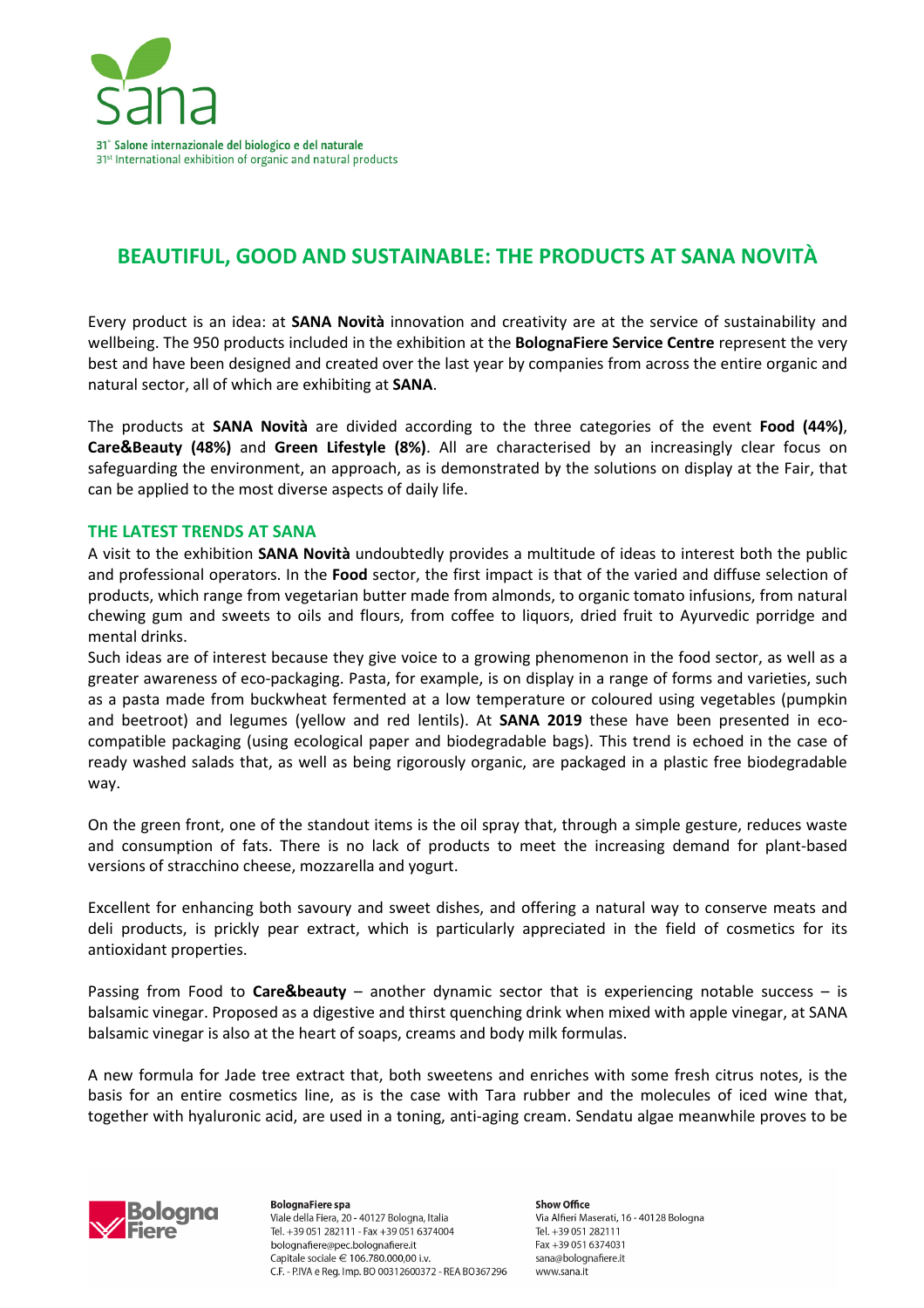31° Salone internazionale del biologico e del naturale
31st International exhibition of organic and natural products

# BEAUTIFUL, GOOD AND SUSTAINABLE: THE PRODUCTS AT SANA NOVITÀ

Every product is an idea: at **SANA Novità** innovation and creativity are at the service of sustainability and wellbeing. The 950 products included in the exhibition at the **BolognaFiere Service Centre** represent the very best and have been designed and created over the last year by companies from across the entire organic and natural sector, all of which are exhibiting at **SANA**.

The products at **SANA Novità** are divided according to the three categories of the event **Food (44%)**, **Care&Beauty (48%)** and **Green Lifestyle (8%)**. All are characterised by an increasingly clear focus on safeguarding the environment, an approach, as is demonstrated by the solutions on display at the Fair, that can be applied to the most diverse aspects of daily life.

## THE LATEST TRENDS AT SANA

A visit to the exhibition **SANA Novità** undoubtedly provides a multitude of ideas to interest both the public and professional operators. In the **Food** sector, the first impact is that of the varied and diffuse selection of products, which range from vegetarian butter made from almonds, to organic tomato infusions, from natural chewing gum and sweets to oils and flours, from coffee to liquors, dried fruit to Ayurvedic porridge and mental drinks.
Such ideas are of interest because they give voice to a growing phenomenon in the food sector, as well as a greater awareness of eco-packaging. Pasta, for example, is on display in a range of forms and varieties, such as a pasta made from buckwheat fermented at a low temperature or coloured using vegetables (pumpkin and beetroot) and legumes (yellow and red lentils). At **SANA 2019** these have been presented in eco-compatible packaging (using ecological paper and biodegradable bags). This trend is echoed in the case of ready washed salads that, as well as being rigorously organic, are packaged in a plastic free biodegradable way.

On the green front, one of the standout items is the oil spray that, through a simple gesture, reduces waste and consumption of fats. There is no lack of products to meet the increasing demand for plant-based versions of stracchino cheese, mozzarella and yogurt.

Excellent for enhancing both savoury and sweet dishes, and offering a natural way to conserve meats and deli products, is prickly pear extract, which is particularly appreciated in the field of cosmetics for its antioxidant properties.

Passing from Food to **Care&beauty** – another dynamic sector that is experiencing notable success – is balsamic vinegar. Proposed as a digestive and thirst quenching drink when mixed with apple vinegar, at SANA balsamic vinegar is also at the heart of soaps, creams and body milk formulas.

A new formula for Jade tree extract that, both sweetens and enriches with some fresh citrus notes, is the basis for an entire cosmetics line, as is the case with Tara rubber and the molecules of iced wine that, together with hyaluronic acid, are used in a toning, anti-aging cream. Sendatu algae meanwhile proves to be

**BolognaFiere spa**
Viale della Fiera, 20 - 40127 Bologna, Italia
Tel. +39 051 282111 - Fax +39 051 6374004
bolognafiere@pec.bolognafiere.it
Capitale sociale € 106.780.000,00 i.v.
C.F. - P.IVA e Reg. Imp. BO 00312600372 - REA BO367296

**Show Office**
Via Alfieri Maserati, 16 - 40128 Bologna
Tel. +39 051 282111
Fax +39 051 6374031
sana@bolognafiere.it
www.sana.it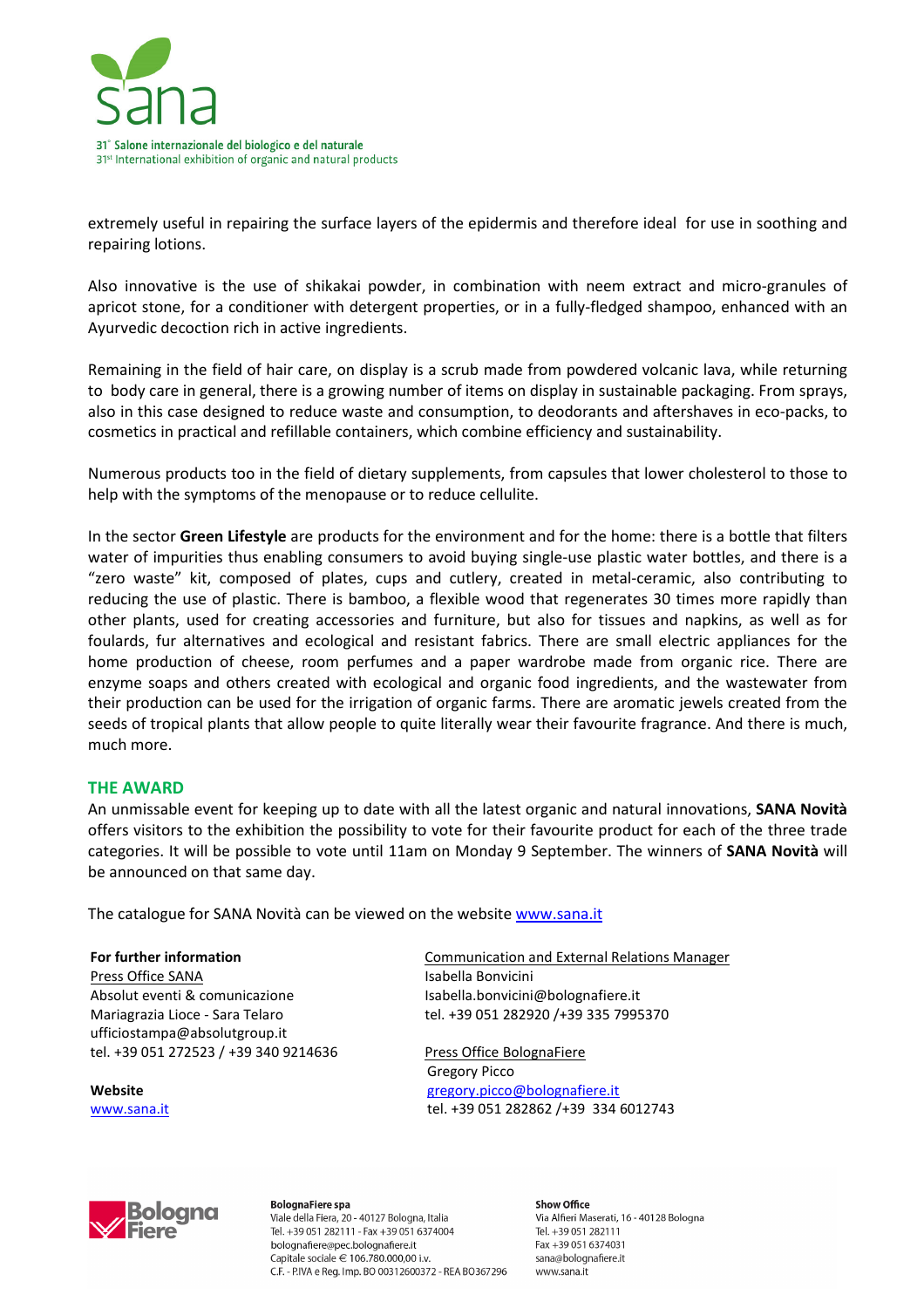extremely useful in repairing the surface layers of the epidermis and therefore ideal for use in soothing and repairing lotions.

Also innovative is the use of shikakai powder, in combination with neem extract and micro-granules of apricot stone, for a conditioner with detergent properties, or in a fully-fledged shampoo, enhanced with an Ayurvedic decoction rich in active ingredients.

Remaining in the field of hair care, on display is a scrub made from powdered volcanic lava, while returning to body care in general, there is a growing number of items on display in sustainable packaging. From sprays, also in this case designed to reduce waste and consumption, to deodorants and aftershaves in eco-packs, to cosmetics in practical and refillable containers, which combine efficiency and sustainability.

Numerous products too in the field of dietary supplements, from capsules that lower cholesterol to those to help with the symptoms of the menopause or to reduce cellulite.

In the sector **Green Lifestyle** are products for the environment and for the home: there is a bottle that filters water of impurities thus enabling consumers to avoid buying single-use plastic water bottles, and there is a "zero waste" kit, composed of plates, cups and cutlery, created in metal-ceramic, also contributing to reducing the use of plastic. There is bamboo, a flexible wood that regenerates 30 times more rapidly than other plants, used for creating accessories and furniture, but also for tissues and napkins, as well as for foulards, fur alternatives and ecological and resistant fabrics. There are small electric appliances for the home production of cheese, room perfumes and a paper wardrobe made from organic rice. There are enzyme soaps and others created with ecological and organic food ingredients, and the wastewater from their production can be used for the irrigation of organic farms. There are aromatic jewels created from the seeds of tropical plants that allow people to quite literally wear their favourite fragrance. And there is much, much more.

## THE AWARD

An unmissable event for keeping up to date with all the latest organic and natural innovations, **SANA Novità** offers visitors to the exhibition the possibility to vote for their favourite product for each of the three trade categories. It will be possible to vote until 11am on Monday 9 September. The winners of **SANA Novità** will be announced on that same day.

The catalogue for SANA Novità can be viewed on the website www.sana.it

**For further information**
Press Office SANA
Absolut eventi & comunicazione
Mariagrazia Lioce - Sara Telaro
ufficiostampa@absolutgroup.it
tel. +39 051 272523 / +39 340 9214636

**Website**
www.sana.it

Communication and External Relations Manager
Isabella Bonvicini
Isabella.bonvicini@bolognafiere.it
tel. +39 051 282920 /+39 335 7995370

Press Office BolognaFiere
Gregory Picco
gregory.picco@bolognafiere.it
tel. +39 051 282862 /+39 334 6012743